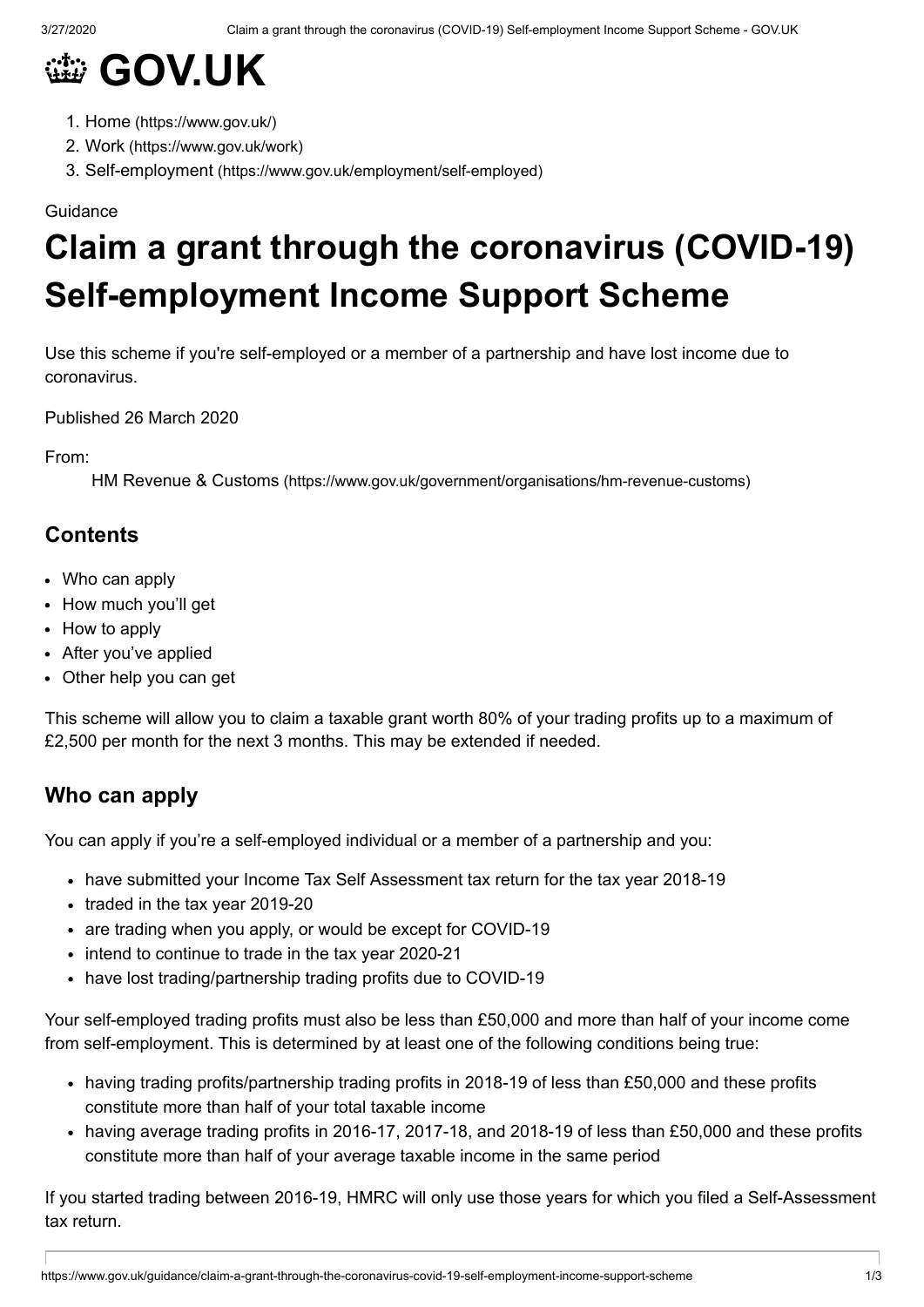# GOV.UK

1. Home (https://www.gov.uk/)
2. Work (https://www.gov.uk/work)
3. Self-employment (https://www.gov.uk/employment/self-employed)

Guidance

# Claim a grant through the coronavirus (COVID-19) Self-employment Income Support Scheme

Use this scheme if you're self-employed or a member of a partnership and have lost income due to coronavirus.

Published 26 March 2020

From:

HM Revenue & Customs (https://www.gov.uk/government/organisations/hm-revenue-customs)

## Contents

- Who can apply
- How much you'll get
- How to apply
- After you've applied
- Other help you can get

This scheme will allow you to claim a taxable grant worth 80% of your trading profits up to a maximum of £2,500 per month for the next 3 months. This may be extended if needed.

## Who can apply

You can apply if you're a self-employed individual or a member of a partnership and you:

- have submitted your Income Tax Self Assessment tax return for the tax year 2018-19
- traded in the tax year 2019-20
- are trading when you apply, or would be except for COVID-19
- intend to continue to trade in the tax year 2020-21
- have lost trading/partnership trading profits due to COVID-19

Your self-employed trading profits must also be less than £50,000 and more than half of your income come from self-employment. This is determined by at least one of the following conditions being true:

- having trading profits/partnership trading profits in 2018-19 of less than £50,000 and these profits constitute more than half of your total taxable income
- having average trading profits in 2016-17, 2017-18, and 2018-19 of less than £50,000 and these profits constitute more than half of your average taxable income in the same period

If you started trading between 2016-19, HMRC will only use those years for which you filed a Self-Assessment tax return.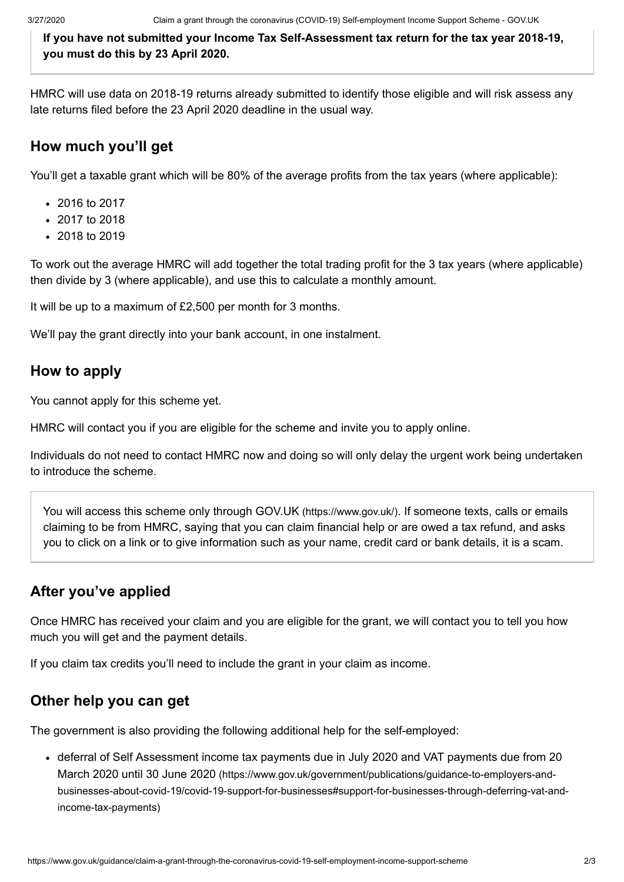**If you have not submitted your Income Tax Self-Assessment tax return for the tax year 2018-19, you must do this by 23 April 2020.**

HMRC will use data on 2018-19 returns already submitted to identify those eligible and will risk assess any late returns filed before the 23 April 2020 deadline in the usual way.

## How much you'll get

You'll get a taxable grant which will be 80% of the average profits from the tax years (where applicable):

- 2016 to 2017
- 2017 to 2018
- 2018 to 2019

To work out the average HMRC will add together the total trading profit for the 3 tax years (where applicable) then divide by 3 (where applicable), and use this to calculate a monthly amount.

It will be up to a maximum of £2,500 per month for 3 months.

We'll pay the grant directly into your bank account, in one instalment.

## How to apply

You cannot apply for this scheme yet.

HMRC will contact you if you are eligible for the scheme and invite you to apply online.

Individuals do not need to contact HMRC now and doing so will only delay the urgent work being undertaken to introduce the scheme.

You will access this scheme only through GOV.UK (https://www.gov.uk/). If someone texts, calls or emails claiming to be from HMRC, saying that you can claim financial help or are owed a tax refund, and asks you to click on a link or to give information such as your name, credit card or bank details, it is a scam.

## After you've applied

Once HMRC has received your claim and you are eligible for the grant, we will contact you to tell you how much you will get and the payment details.

If you claim tax credits you'll need to include the grant in your claim as income.

## Other help you can get

The government is also providing the following additional help for the self-employed:

- deferral of Self Assessment income tax payments due in July 2020 and VAT payments due from 20 March 2020 until 30 June 2020 (https://www.gov.uk/government/publications/guidance-to-employers-and-businesses-about-covid-19/covid-19-support-for-businesses#support-for-businesses-through-deferring-vat-and-income-tax-payments)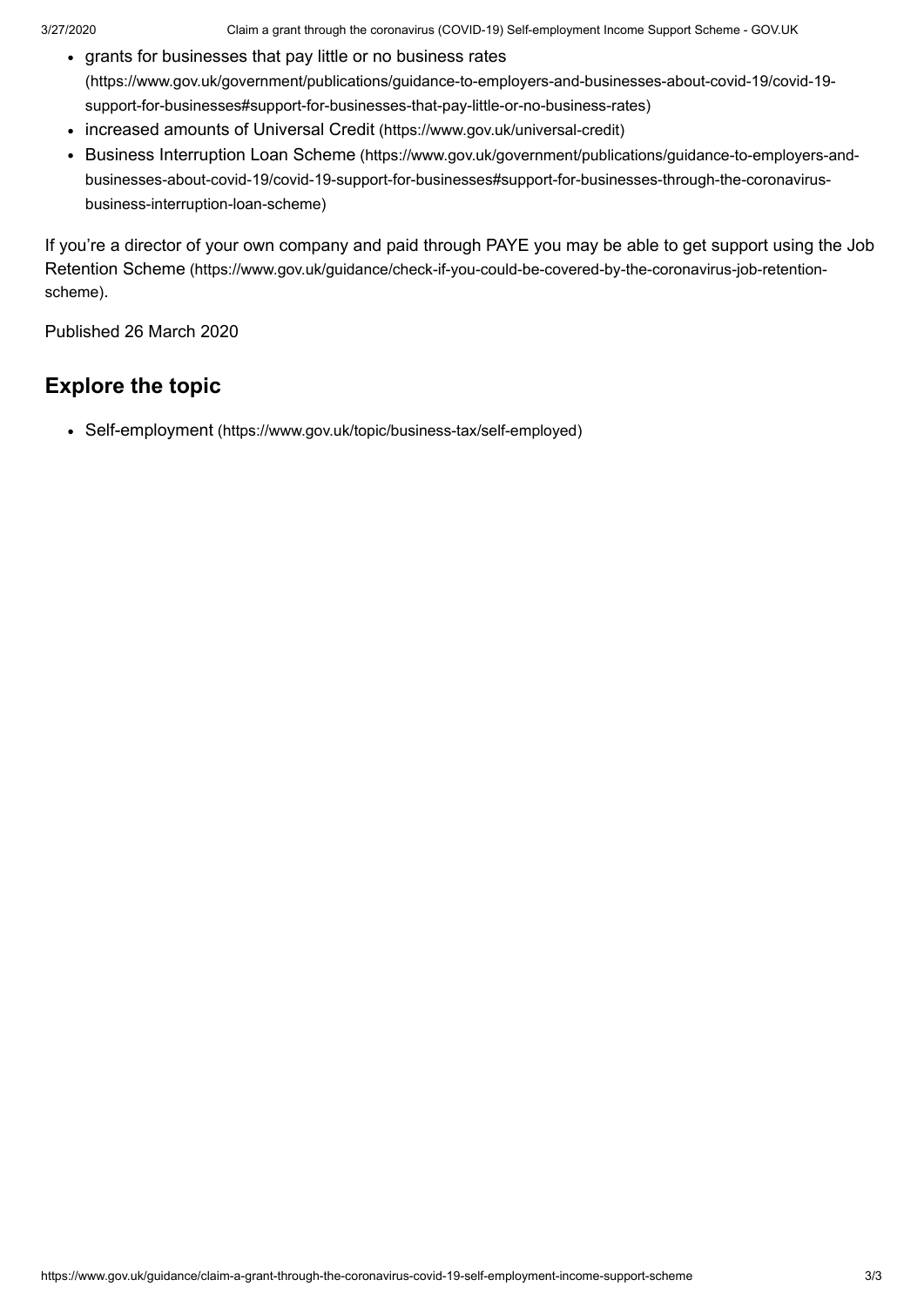- grants for businesses that pay little or no business rates (https://www.gov.uk/government/publications/guidance-to-employers-and-businesses-about-covid-19/covid-19-support-for-businesses#support-for-businesses-that-pay-little-or-no-business-rates)
- increased amounts of Universal Credit (https://www.gov.uk/universal-credit)
- Business Interruption Loan Scheme (https://www.gov.uk/government/publications/guidance-to-employers-and-businesses-about-covid-19/covid-19-support-for-businesses#support-for-businesses-through-the-coronavirus-business-interruption-loan-scheme)

If you’re a director of your own company and paid through PAYE you may be able to get support using the Job Retention Scheme (https://www.gov.uk/guidance/check-if-you-could-be-covered-by-the-coronavirus-job-retention-scheme).

Published 26 March 2020

## Explore the topic

- Self-employment (https://www.gov.uk/topic/business-tax/self-employed)